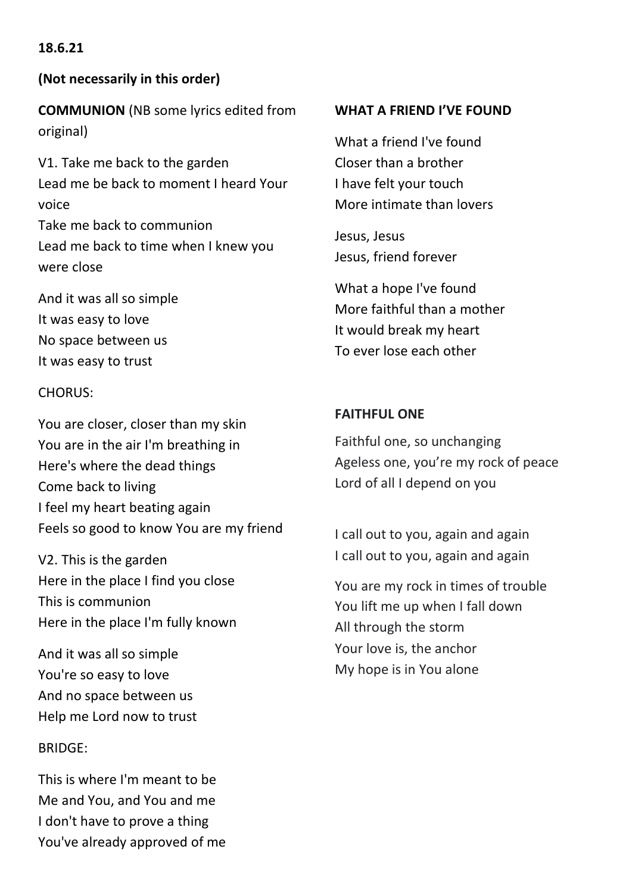**18.6.21**

**(Not necessarily in this order)**

**COMMUNION** (NB some lyrics edited from original)

V1. Take me back to the garden
Lead me be back to moment I heard Your voice
Take me back to communion
Lead me back to time when I knew you were close

And it was all so simple
It was easy to love
No space between us
It was easy to trust

CHORUS:

You are closer, closer than my skin
You are in the air I'm breathing in
Here's where the dead things
Come back to living
I feel my heart beating again
Feels so good to know You are my friend

V2. This is the garden
Here in the place I find you close
This is communion
Here in the place I'm fully known

And it was all so simple
You're so easy to love
And no space between us
Help me Lord now to trust

BRIDGE:

This is where I'm meant to be
Me and You, and You and me
I don't have to prove a thing
You've already approved of me

**WHAT A FRIEND I'VE FOUND**

What a friend I've found
Closer than a brother
I have felt your touch
More intimate than lovers

Jesus, Jesus
Jesus, friend forever

What a hope I've found
More faithful than a mother
It would break my heart
To ever lose each other

**FAITHFUL ONE**

Faithful one, so unchanging
Ageless one, you're my rock of peace
Lord of all I depend on you

I call out to you, again and again
I call out to you, again and again

You are my rock in times of trouble
You lift me up when I fall down
All through the storm
Your love is, the anchor
My hope is in You alone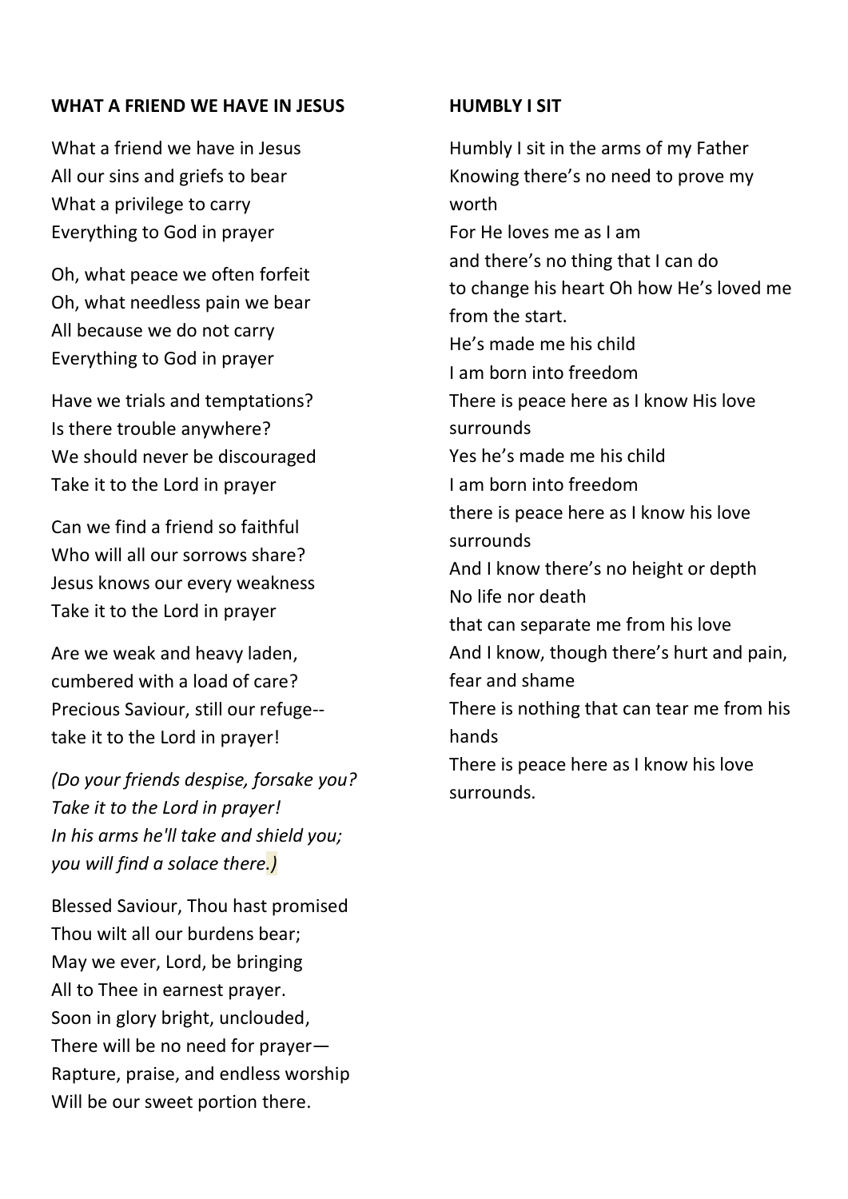## WHAT A FRIEND WE HAVE IN JESUS

What a friend we have in Jesus
All our sins and griefs to bear
What a privilege to carry
Everything to God in prayer

Oh, what peace we often forfeit
Oh, what needless pain we bear
All because we do not carry
Everything to God in prayer

Have we trials and temptations?
Is there trouble anywhere?
We should never be discouraged
Take it to the Lord in prayer

Can we find a friend so faithful
Who will all our sorrows share?
Jesus knows our every weakness
Take it to the Lord in prayer

Are we weak and heavy laden,
cumbered with a load of care?
Precious Saviour, still our refuge--
take it to the Lord in prayer!

*(Do your friends despise, forsake you?*
*Take it to the Lord in prayer!*
*In his arms he'll take and shield you;*
*you will find a solace there.)*

Blessed Saviour, Thou hast promised
Thou wilt all our burdens bear;
May we ever, Lord, be bringing
All to Thee in earnest prayer.
Soon in glory bright, unclouded,
There will be no need for prayer—
Rapture, praise, and endless worship
Will be our sweet portion there.

## HUMBLY I SIT

Humbly I sit in the arms of my Father
Knowing there's no need to prove my worth
For He loves me as I am
and there's no thing that I can do
to change his heart Oh how He's loved me from the start.
He's made me his child
I am born into freedom
There is peace here as I know His love surrounds
Yes he's made me his child
I am born into freedom
there is peace here as I know his love surrounds
And I know there's no height or depth
No life nor death
that can separate me from his love
And I know, though there's hurt and pain, fear and shame
There is nothing that can tear me from his hands
There is peace here as I know his love surrounds.